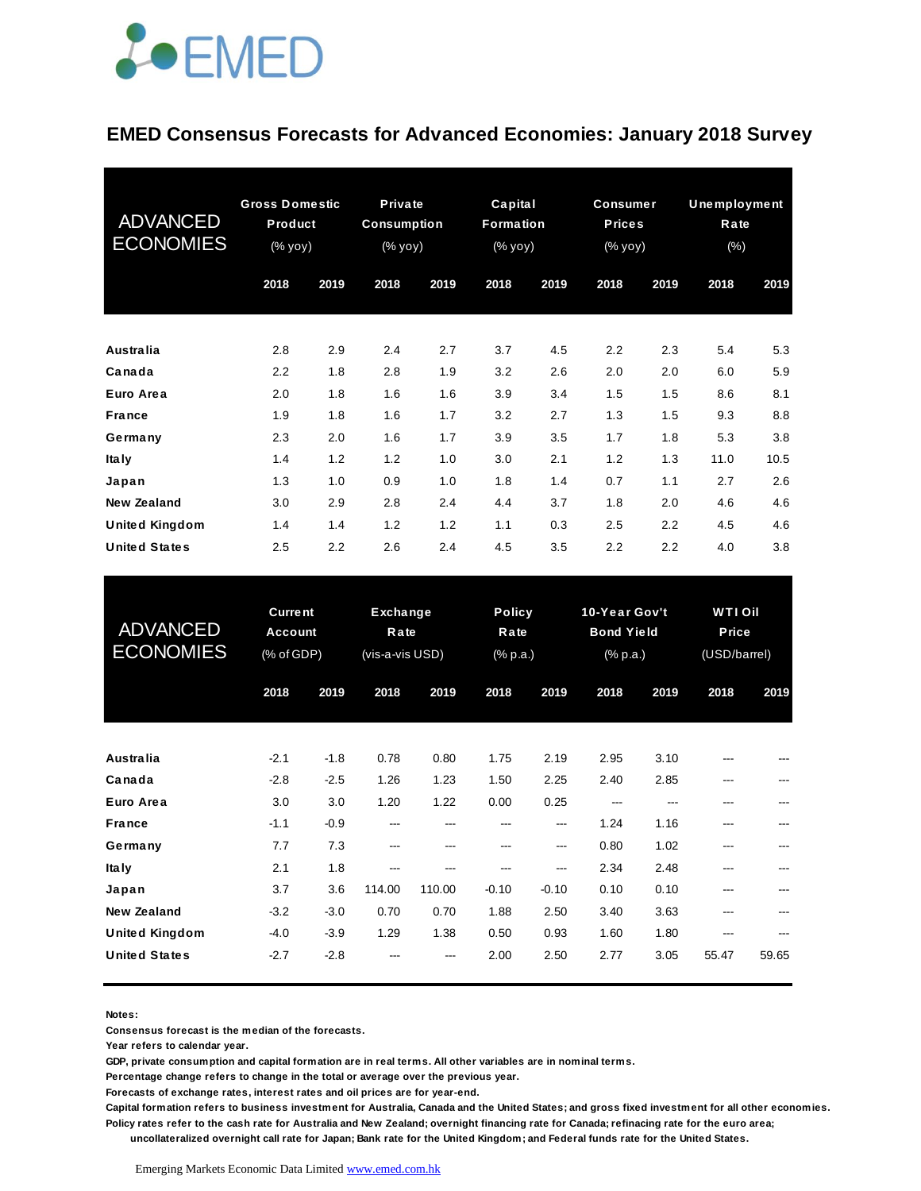# EMED Consensus Forecasts for Advanced Economies: January 2018 Survey

| ADVANCED ECONOMIES | Gross Domestic Product (% yoy) | | Private Consumption (% yoy) | | Capital Formation (% yoy) | | Consumer Prices (% yoy) | | Unemployment Rate (%) | |
|---|---|---|---|---|---|---|---|---|---|---|
| | 2018 | 2019 | 2018 | 2019 | 2018 | 2019 | 2018 | 2019 | 2018 | 2019 |
| **Australia** | 2.8 | 2.9 | 2.4 | 2.7 | 3.7 | 4.5 | 2.2 | 2.3 | 5.4 | 5.3 |
| **Canada** | 2.2 | 1.8 | 2.8 | 1.9 | 3.2 | 2.6 | 2.0 | 2.0 | 6.0 | 5.9 |
| **Euro Area** | 2.0 | 1.8 | 1.6 | 1.6 | 3.9 | 3.4 | 1.5 | 1.5 | 8.6 | 8.1 |
| **France** | 1.9 | 1.8 | 1.6 | 1.7 | 3.2 | 2.7 | 1.3 | 1.5 | 9.3 | 8.8 |
| **Germany** | 2.3 | 2.0 | 1.6 | 1.7 | 3.9 | 3.5 | 1.7 | 1.8 | 5.3 | 3.8 |
| **Italy** | 1.4 | 1.2 | 1.2 | 1.0 | 3.0 | 2.1 | 1.2 | 1.3 | 11.0 | 10.5 |
| **Japan** | 1.3 | 1.0 | 0.9 | 1.0 | 1.8 | 1.4 | 0.7 | 1.1 | 2.7 | 2.6 |
| **New Zealand** | 3.0 | 2.9 | 2.8 | 2.4 | 4.4 | 3.7 | 1.8 | 2.0 | 4.6 | 4.6 |
| **United Kingdom** | 1.4 | 1.4 | 1.2 | 1.2 | 1.1 | 0.3 | 2.5 | 2.2 | 4.5 | 4.6 |
| **United States** | 2.5 | 2.2 | 2.6 | 2.4 | 4.5 | 3.5 | 2.2 | 2.2 | 4.0 | 3.8 |

| ADVANCED ECONOMIES | Current Account (% of GDP) | | Exchange Rate (vis-a-vis USD) | | Policy Rate (% p.a.) | | 10-Year Gov't Bond Yield (% p.a.) | | WTI Oil Price (USD/barrel) | |
|---|---|---|---|---|---|---|---|---|---|---|
| | 2018 | 2019 | 2018 | 2019 | 2018 | 2019 | 2018 | 2019 | 2018 | 2019 |
| **Australia** | -2.1 | -1.8 | 0.78 | 0.80 | 1.75 | 2.19 | 2.95 | 3.10 | --- | --- |
| **Canada** | -2.8 | -2.5 | 1.26 | 1.23 | 1.50 | 2.25 | 2.40 | 2.85 | --- | --- |
| **Euro Area** | 3.0 | 3.0 | 1.20 | 1.22 | 0.00 | 0.25 | --- | --- | --- | --- |
| **France** | -1.1 | -0.9 | --- | --- | --- | --- | 1.24 | 1.16 | --- | --- |
| **Germany** | 7.7 | 7.3 | --- | --- | --- | --- | 0.80 | 1.02 | --- | --- |
| **Italy** | 2.1 | 1.8 | --- | --- | --- | --- | 2.34 | 2.48 | --- | --- |
| **Japan** | 3.7 | 3.6 | 114.00 | 110.00 | -0.10 | -0.10 | 0.10 | 0.10 | --- | --- |
| **New Zealand** | -3.2 | -3.0 | 0.70 | 0.70 | 1.88 | 2.50 | 3.40 | 3.63 | --- | --- |
| **United Kingdom** | -4.0 | -3.9 | 1.29 | 1.38 | 0.50 | 0.93 | 1.60 | 1.80 | --- | --- |
| **United States** | -2.7 | -2.8 | --- | --- | 2.00 | 2.50 | 2.77 | 3.05 | 55.47 | 59.65 |

**Notes:**

**Consensus forecast is the median of the forecasts.**

**Year refers to calendar year.**

**GDP, private consumption and capital formation are in real terms. All other variables are in nominal terms.**

**Percentage change refers to change in the total or average over the previous year.**

**Forecasts of exchange rates, interest rates and oil prices are for year-end.**

**Capital formation refers to business investment for Australia, Canada and the United States; and gross fixed investment for all other economies.**

**Policy rates refer to the cash rate for Australia and New Zealand; overnight financing rate for Canada; refinacing rate for the euro area; uncollateralized overnight call rate for Japan; Bank rate for the United Kingdom; and Federal funds rate for the United States.**

Emerging Markets Economic Data Limited www.emed.com.hk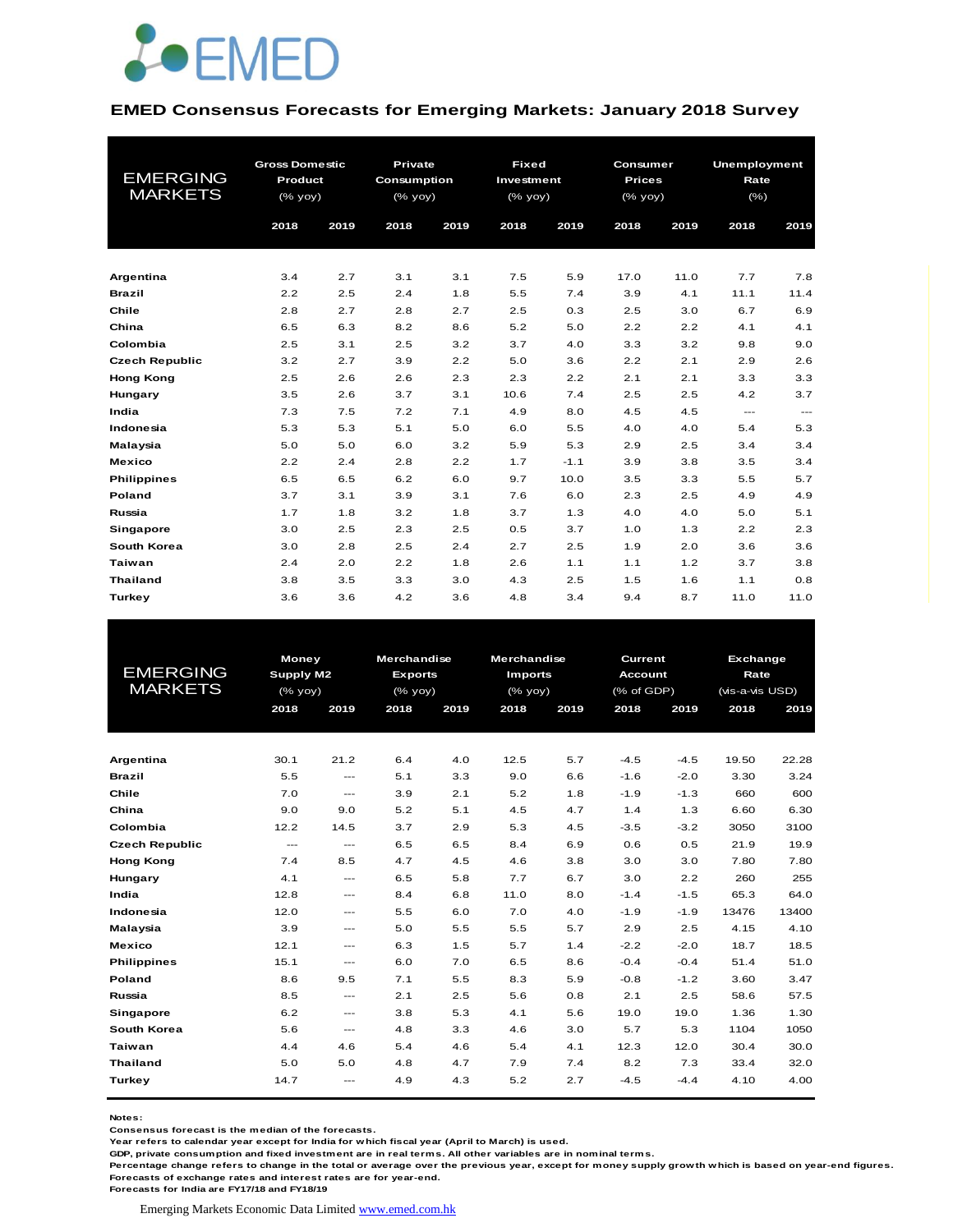# EMED

## EMED Consensus Forecasts for Emerging Markets: January 2018 Survey

| EMERGING MARKETS | Gross Domestic Product (% yoy) | | Private Consumption (% yoy) | | Fixed Investment (% yoy) | | Consumer Prices (% yoy) | | Unemployment Rate (%) | |
|---|---|---|---|---|---|---|---|---|---|---|
| | 2018 | 2019 | 2018 | 2019 | 2018 | 2019 | 2018 | 2019 | 2018 | 2019 |
| Argentina | 3.4 | 2.7 | 3.1 | 3.1 | 7.5 | 5.9 | 17.0 | 11.0 | 7.7 | 7.8 |
| Brazil | 2.2 | 2.5 | 2.4 | 1.8 | 5.5 | 7.4 | 3.9 | 4.1 | 11.1 | 11.4 |
| Chile | 2.8 | 2.7 | 2.8 | 2.7 | 2.5 | 0.3 | 2.5 | 3.0 | 6.7 | 6.9 |
| China | 6.5 | 6.3 | 8.2 | 8.6 | 5.2 | 5.0 | 2.2 | 2.2 | 4.1 | 4.1 |
| Colombia | 2.5 | 3.1 | 2.5 | 3.2 | 3.7 | 4.0 | 3.3 | 3.2 | 9.8 | 9.0 |
| Czech Republic | 3.2 | 2.7 | 3.9 | 2.2 | 5.0 | 3.6 | 2.2 | 2.1 | 2.9 | 2.6 |
| Hong Kong | 2.5 | 2.6 | 2.6 | 2.3 | 2.3 | 2.2 | 2.1 | 2.1 | 3.3 | 3.3 |
| Hungary | 3.5 | 2.6 | 3.7 | 3.1 | 10.6 | 7.4 | 2.5 | 2.5 | 4.2 | 3.7 |
| India | 7.3 | 7.5 | 7.2 | 7.1 | 4.9 | 8.0 | 4.5 | 4.5 | --- | --- |
| Indonesia | 5.3 | 5.3 | 5.1 | 5.0 | 6.0 | 5.5 | 4.0 | 4.0 | 5.4 | 5.3 |
| Malaysia | 5.0 | 5.0 | 6.0 | 3.2 | 5.9 | 5.3 | 2.9 | 2.5 | 3.4 | 3.4 |
| Mexico | 2.2 | 2.4 | 2.8 | 2.2 | 1.7 | -1.1 | 3.9 | 3.8 | 3.5 | 3.4 |
| Philippines | 6.5 | 6.5 | 6.2 | 6.0 | 9.7 | 10.0 | 3.5 | 3.3 | 5.5 | 5.7 |
| Poland | 3.7 | 3.1 | 3.9 | 3.1 | 7.6 | 6.0 | 2.3 | 2.5 | 4.9 | 4.9 |
| Russia | 1.7 | 1.8 | 3.2 | 1.8 | 3.7 | 1.3 | 4.0 | 4.0 | 5.0 | 5.1 |
| Singapore | 3.0 | 2.5 | 2.3 | 2.5 | 0.5 | 3.7 | 1.0 | 1.3 | 2.2 | 2.3 |
| South Korea | 3.0 | 2.8 | 2.5 | 2.4 | 2.7 | 2.5 | 1.9 | 2.0 | 3.6 | 3.6 |
| Taiwan | 2.4 | 2.0 | 2.2 | 1.8 | 2.6 | 1.1 | 1.1 | 1.2 | 3.7 | 3.8 |
| Thailand | 3.8 | 3.5 | 3.3 | 3.0 | 4.3 | 2.5 | 1.5 | 1.6 | 1.1 | 0.8 |
| Turkey | 3.6 | 3.6 | 4.2 | 3.6 | 4.8 | 3.4 | 9.4 | 8.7 | 11.0 | 11.0 |

| EMERGING MARKETS | Money Supply M2 (% yoy) | | Merchandise Exports (% yoy) | | Merchandise Imports (% yoy) | | Current Account (% of GDP) | | Exchange Rate (vis-a-vis USD) | |
|---|---|---|---|---|---|---|---|---|---|---|
| | 2018 | 2019 | 2018 | 2019 | 2018 | 2019 | 2018 | 2019 | 2018 | 2019 |
| Argentina | 30.1 | 21.2 | 6.4 | 4.0 | 12.5 | 5.7 | -4.5 | -4.5 | 19.50 | 22.28 |
| Brazil | 5.5 | --- | 5.1 | 3.3 | 9.0 | 6.6 | -1.6 | -2.0 | 3.30 | 3.24 |
| Chile | 7.0 | --- | 3.9 | 2.1 | 5.2 | 1.8 | -1.9 | -1.3 | 660 | 600 |
| China | 9.0 | 9.0 | 5.2 | 5.1 | 4.5 | 4.7 | 1.4 | 1.3 | 6.60 | 6.30 |
| Colombia | 12.2 | 14.5 | 3.7 | 2.9 | 5.3 | 4.5 | -3.5 | -3.2 | 3050 | 3100 |
| Czech Republic | --- | --- | 6.5 | 6.5 | 8.4 | 6.9 | 0.6 | 0.5 | 21.9 | 19.9 |
| Hong Kong | 7.4 | 8.5 | 4.7 | 4.5 | 4.6 | 3.8 | 3.0 | 3.0 | 7.80 | 7.80 |
| Hungary | 4.1 | --- | 6.5 | 5.8 | 7.7 | 6.7 | 3.0 | 2.2 | 260 | 255 |
| India | 12.8 | --- | 8.4 | 6.8 | 11.0 | 8.0 | -1.4 | -1.5 | 65.3 | 64.0 |
| Indonesia | 12.0 | --- | 5.5 | 6.0 | 7.0 | 4.0 | -1.9 | -1.9 | 13476 | 13400 |
| Malaysia | 3.9 | --- | 5.0 | 5.5 | 5.5 | 5.7 | 2.9 | 2.5 | 4.15 | 4.10 |
| Mexico | 12.1 | --- | 6.3 | 1.5 | 5.7 | 1.4 | -2.2 | -2.0 | 18.7 | 18.5 |
| Philippines | 15.1 | --- | 6.0 | 7.0 | 6.5 | 8.6 | -0.4 | -0.4 | 51.4 | 51.0 |
| Poland | 8.6 | 9.5 | 7.1 | 5.5 | 8.3 | 5.9 | -0.8 | -1.2 | 3.60 | 3.47 |
| Russia | 8.5 | --- | 2.1 | 2.5 | 5.6 | 0.8 | 2.1 | 2.5 | 58.6 | 57.5 |
| Singapore | 6.2 | --- | 3.8 | 5.3 | 4.1 | 5.6 | 19.0 | 19.0 | 1.36 | 1.30 |
| South Korea | 5.6 | --- | 4.8 | 3.3 | 4.6 | 3.0 | 5.7 | 5.3 | 1104 | 1050 |
| Taiwan | 4.4 | 4.6 | 5.4 | 4.6 | 5.4 | 4.1 | 12.3 | 12.0 | 30.4 | 30.0 |
| Thailand | 5.0 | 5.0 | 4.8 | 4.7 | 7.9 | 7.4 | 8.2 | 7.3 | 33.4 | 32.0 |
| Turkey | 14.7 | --- | 4.9 | 4.3 | 5.2 | 2.7 | -4.5 | -4.4 | 4.10 | 4.00 |

**Notes:**
Consensus forecast is the median of the forecasts.
Year refers to calendar year except for India for which fiscal year (April to March) is used.
GDP, private consumption and fixed investment are in real terms. All other variables are in nominal terms.
Percentage change refers to change in the total or average over the previous year, except for money supply growth which is based on year-end figures.
Forecasts of exchange rates and interest rates are for year-end.
Forecasts for India are FY17/18 and FY18/19

Emerging Markets Economic Data Limited www.emed.com.hk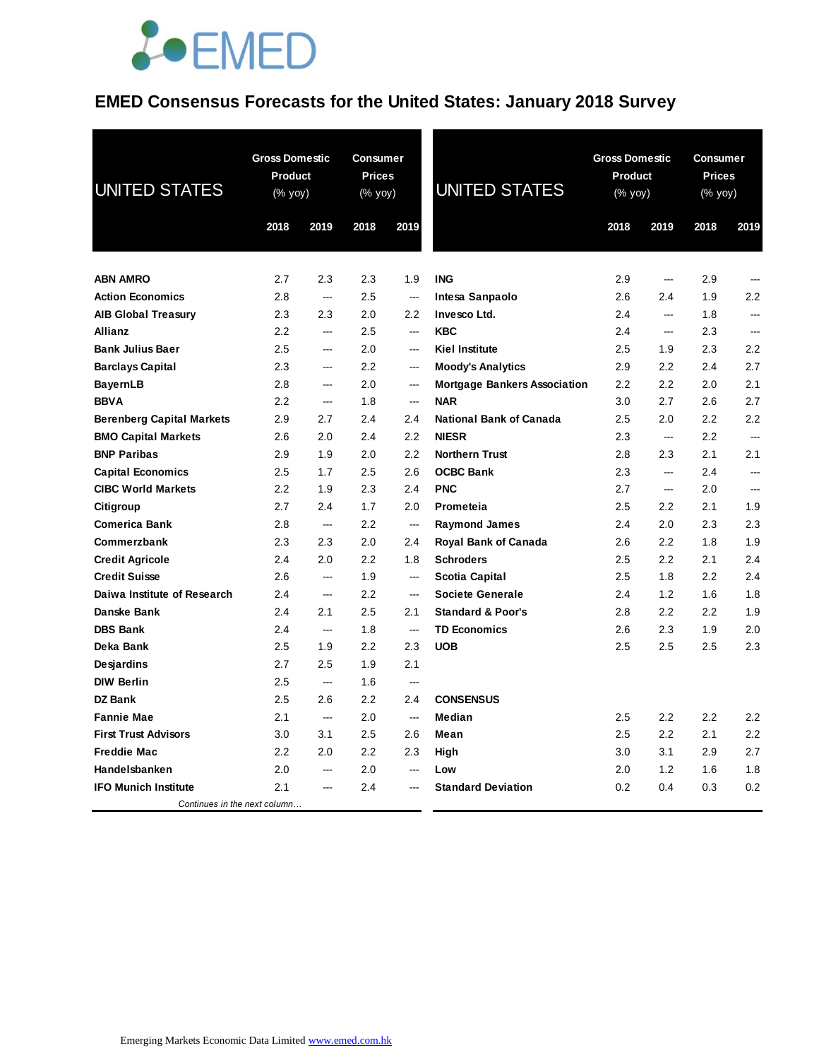# EMED Consensus Forecasts for the United States: January 2018 Survey

| UNITED STATES | Gross Domestic Product (% yoy) | | Consumer Prices (% yoy) | |
|---|---|---|---|---|
| | 2018 | 2019 | 2018 | 2019 |
| **ABN AMRO** | 2.7 | 2.3 | 2.3 | 1.9 |
| **Action Economics** | 2.8 | --- | 2.5 | --- |
| **AIB Global Treasury** | 2.3 | 2.3 | 2.0 | 2.2 |
| **Allianz** | 2.2 | --- | 2.5 | --- |
| **Bank Julius Baer** | 2.5 | --- | 2.0 | --- |
| **Barclays Capital** | 2.3 | --- | 2.2 | --- |
| **BayernLB** | 2.8 | --- | 2.0 | --- |
| **BBVA** | 2.2 | --- | 1.8 | --- |
| **Berenberg Capital Markets** | 2.9 | 2.7 | 2.4 | 2.4 |
| **BMO Capital Markets** | 2.6 | 2.0 | 2.4 | 2.2 |
| **BNP Paribas** | 2.9 | 1.9 | 2.0 | 2.2 |
| **Capital Economics** | 2.5 | 1.7 | 2.5 | 2.6 |
| **CIBC World Markets** | 2.2 | 1.9 | 2.3 | 2.4 |
| **Citigroup** | 2.7 | 2.4 | 1.7 | 2.0 |
| **Comerica Bank** | 2.8 | --- | 2.2 | --- |
| **Commerzbank** | 2.3 | 2.3 | 2.0 | 2.4 |
| **Credit Agricole** | 2.4 | 2.0 | 2.2 | 1.8 |
| **Credit Suisse** | 2.6 | --- | 1.9 | --- |
| **Daiwa Institute of Research** | 2.4 | --- | 2.2 | --- |
| **Danske Bank** | 2.4 | 2.1 | 2.5 | 2.1 |
| **DBS Bank** | 2.4 | --- | 1.8 | --- |
| **Deka Bank** | 2.5 | 1.9 | 2.2 | 2.3 |
| **Desjardins** | 2.7 | 2.5 | 1.9 | 2.1 |
| **DIW Berlin** | 2.5 | --- | 1.6 | --- |
| **DZ Bank** | 2.5 | 2.6 | 2.2 | 2.4 |
| **Fannie Mae** | 2.1 | --- | 2.0 | --- |
| **First Trust Advisors** | 3.0 | 3.1 | 2.5 | 2.6 |
| **Freddie Mac** | 2.2 | 2.0 | 2.2 | 2.3 |
| **Handelsbanken** | 2.0 | --- | 2.0 | --- |
| **IFO Munich Institute** | 2.1 | --- | 2.4 | --- |
| **ING** | 2.9 | --- | 2.9 | --- |
| **Intesa Sanpaolo** | 2.6 | 2.4 | 1.9 | 2.2 |
| **Invesco Ltd.** | 2.4 | --- | 1.8 | --- |
| **KBC** | 2.4 | --- | 2.3 | --- |
| **Kiel Institute** | 2.5 | 1.9 | 2.3 | 2.2 |
| **Moody's Analytics** | 2.9 | 2.2 | 2.4 | 2.7 |
| **Mortgage Bankers Association** | 2.2 | 2.2 | 2.0 | 2.1 |
| **NAR** | 3.0 | 2.7 | 2.6 | 2.7 |
| **National Bank of Canada** | 2.5 | 2.0 | 2.2 | 2.2 |
| **NIESR** | 2.3 | --- | 2.2 | --- |
| **Northern Trust** | 2.8 | 2.3 | 2.1 | 2.1 |
| **OCBC Bank** | 2.3 | --- | 2.4 | --- |
| **PNC** | 2.7 | --- | 2.0 | --- |
| **Prometeia** | 2.5 | 2.2 | 2.1 | 1.9 |
| **Raymond James** | 2.4 | 2.0 | 2.3 | 2.3 |
| **Royal Bank of Canada** | 2.6 | 2.2 | 1.8 | 1.9 |
| **Schroders** | 2.5 | 2.2 | 2.1 | 2.4 |
| **Scotia Capital** | 2.5 | 1.8 | 2.2 | 2.4 |
| **Societe Generale** | 2.4 | 1.2 | 1.6 | 1.8 |
| **Standard & Poor's** | 2.8 | 2.2 | 2.2 | 1.9 |
| **TD Economics** | 2.6 | 2.3 | 1.9 | 2.0 |
| **UOB** | 2.5 | 2.5 | 2.5 | 2.3 |
| **CONSENSUS** | | | | |
| **Median** | 2.5 | 2.2 | 2.2 | 2.2 |
| **Mean** | 2.5 | 2.2 | 2.1 | 2.2 |
| **High** | 3.0 | 3.1 | 2.9 | 2.7 |
| **Low** | 2.0 | 1.2 | 1.6 | 1.8 |
| **Standard Deviation** | 0.2 | 0.4 | 0.3 | 0.2 |

*Continues in the next column…*

Emerging Markets Economic Data Limited www.emed.com.hk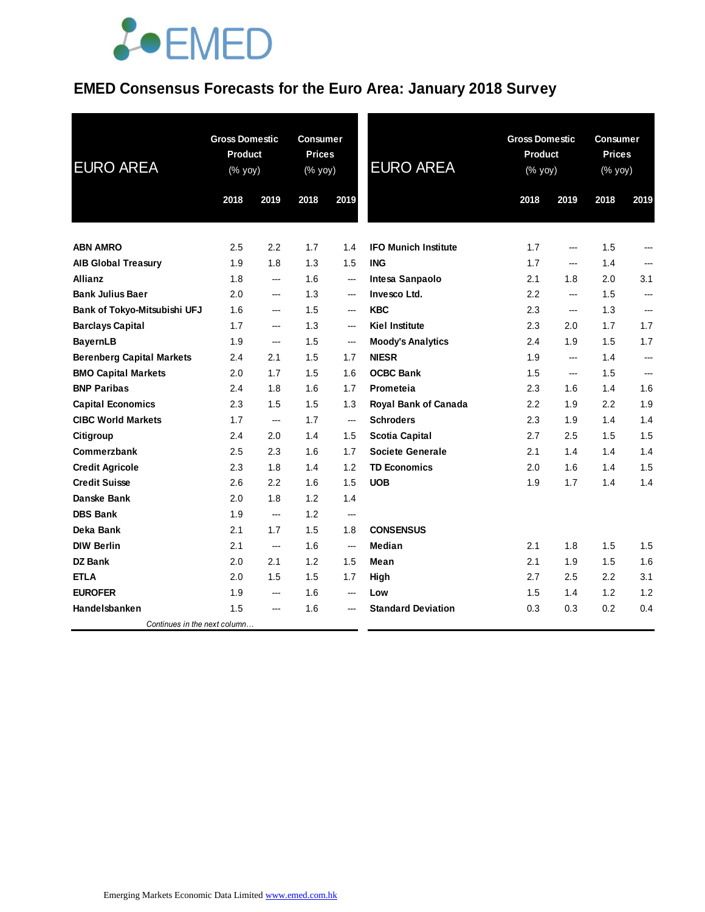# EMED Consensus Forecasts for the Euro Area: January 2018 Survey

| EURO AREA | Gross Domestic Product (% yoy) | | Consumer Prices (% yoy) | |
|---|---|---|---|---|
| | 2018 | 2019 | 2018 | 2019 |
| **ABN AMRO** | 2.5 | 2.2 | 1.7 | 1.4 |
| **AIB Global Treasury** | 1.9 | 1.8 | 1.3 | 1.5 |
| **Allianz** | 1.8 | --- | 1.6 | --- |
| **Bank Julius Baer** | 2.0 | --- | 1.3 | --- |
| **Bank of Tokyo-Mitsubishi UFJ** | 1.6 | --- | 1.5 | --- |
| **Barclays Capital** | 1.7 | --- | 1.3 | --- |
| **BayernLB** | 1.9 | --- | 1.5 | --- |
| **Berenberg Capital Markets** | 2.4 | 2.1 | 1.5 | 1.7 |
| **BMO Capital Markets** | 2.0 | 1.7 | 1.5 | 1.6 |
| **BNP Paribas** | 2.4 | 1.8 | 1.6 | 1.7 |
| **Capital Economics** | 2.3 | 1.5 | 1.5 | 1.3 |
| **CIBC World Markets** | 1.7 | --- | 1.7 | --- |
| **Citigroup** | 2.4 | 2.0 | 1.4 | 1.5 |
| **Commerzbank** | 2.5 | 2.3 | 1.6 | 1.7 |
| **Credit Agricole** | 2.3 | 1.8 | 1.4 | 1.2 |
| **Credit Suisse** | 2.6 | 2.2 | 1.6 | 1.5 |
| **Danske Bank** | 2.0 | 1.8 | 1.2 | 1.4 |
| **DBS Bank** | 1.9 | --- | 1.2 | --- |
| **Deka Bank** | 2.1 | 1.7 | 1.5 | 1.8 |
| **DIW Berlin** | 2.1 | --- | 1.6 | --- |
| **DZ Bank** | 2.0 | 2.1 | 1.2 | 1.5 |
| **ETLA** | 2.0 | 1.5 | 1.5 | 1.7 |
| **EUROFER** | 1.9 | --- | 1.6 | --- |
| **Handelsbanken** | 1.5 | --- | 1.6 | --- |
| **IFO Munich Institute** | 1.7 | --- | 1.5 | --- |
| **ING** | 1.7 | --- | 1.4 | --- |
| **Intesa Sanpaolo** | 2.1 | 1.8 | 2.0 | 3.1 |
| **Invesco Ltd.** | 2.2 | --- | 1.5 | --- |
| **KBC** | 2.3 | --- | 1.3 | --- |
| **Kiel Institute** | 2.3 | 2.0 | 1.7 | 1.7 |
| **Moody's Analytics** | 2.4 | 1.9 | 1.5 | 1.7 |
| **NIESR** | 1.9 | --- | 1.4 | --- |
| **OCBC Bank** | 1.5 | --- | 1.5 | --- |
| **Prometeia** | 2.3 | 1.6 | 1.4 | 1.6 |
| **Royal Bank of Canada** | 2.2 | 1.9 | 2.2 | 1.9 |
| **Schroders** | 2.3 | 1.9 | 1.4 | 1.4 |
| **Scotia Capital** | 2.7 | 2.5 | 1.5 | 1.5 |
| **Societe Generale** | 2.1 | 1.4 | 1.4 | 1.4 |
| **TD Economics** | 2.0 | 1.6 | 1.4 | 1.5 |
| **UOB** | 1.9 | 1.7 | 1.4 | 1.4 |
| **CONSENSUS** | | | | |
| **Median** | 2.1 | 1.8 | 1.5 | 1.5 |
| **Mean** | 2.1 | 1.9 | 1.5 | 1.6 |
| **High** | 2.7 | 2.5 | 2.2 | 3.1 |
| **Low** | 1.5 | 1.4 | 1.2 | 1.2 |
| **Standard Deviation** | 0.3 | 0.3 | 0.2 | 0.4 |

*Continues in the next column…*

Emerging Markets Economic Data Limited www.emed.com.hk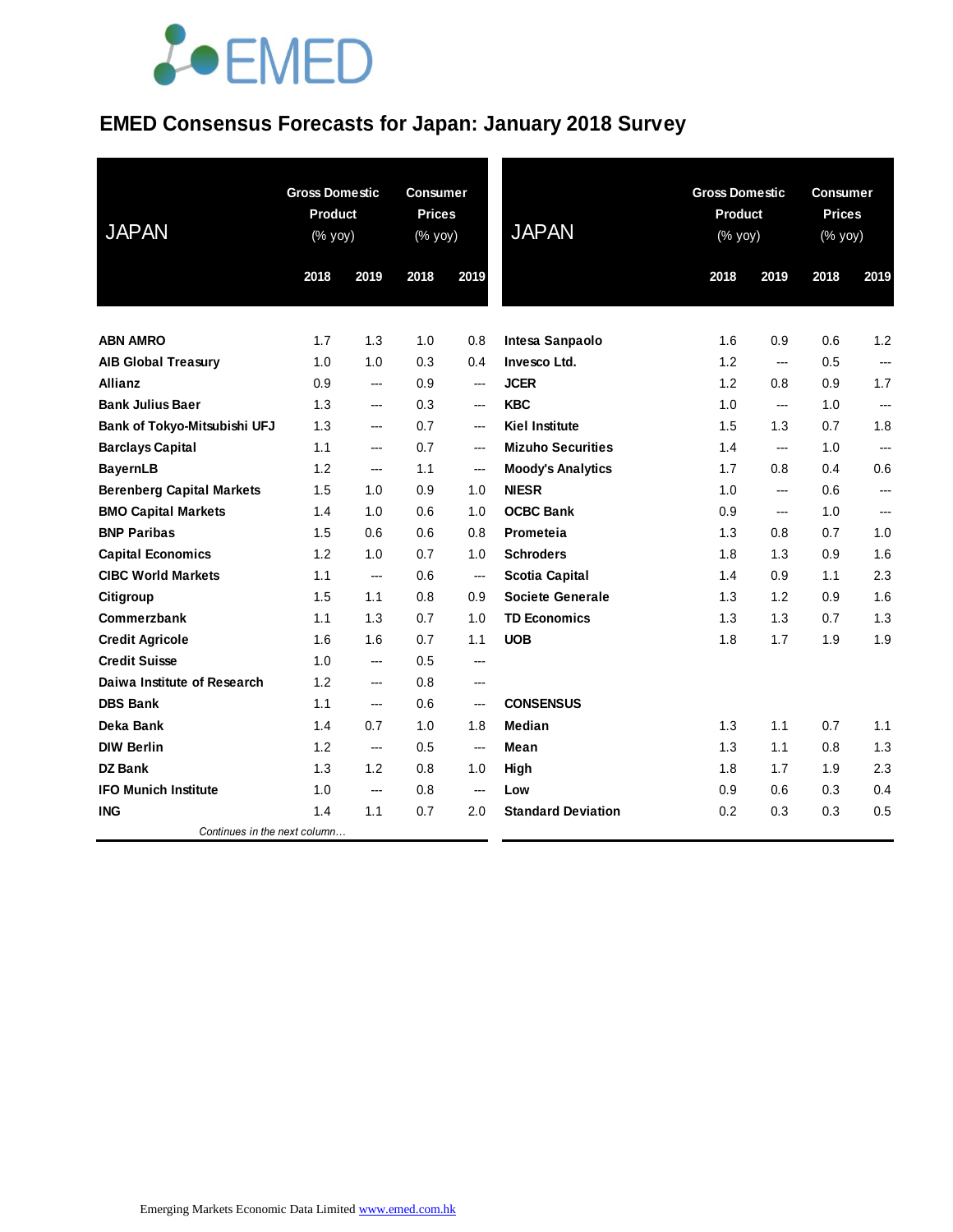# EMED Consensus Forecasts for Japan: January 2018 Survey

| JAPAN | Gross Domestic Product (% yoy) | | Consumer Prices (% yoy) | |
|---|---|---|---|---|
| | 2018 | 2019 | 2018 | 2019 |
| **ABN AMRO** | 1.7 | 1.3 | 1.0 | 0.8 |
| **AIB Global Treasury** | 1.0 | 1.0 | 0.3 | 0.4 |
| **Allianz** | 0.9 | --- | 0.9 | --- |
| **Bank Julius Baer** | 1.3 | --- | 0.3 | --- |
| **Bank of Tokyo-Mitsubishi UFJ** | 1.3 | --- | 0.7 | --- |
| **Barclays Capital** | 1.1 | --- | 0.7 | --- |
| **BayernLB** | 1.2 | --- | 1.1 | --- |
| **Berenberg Capital Markets** | 1.5 | 1.0 | 0.9 | 1.0 |
| **BMO Capital Markets** | 1.4 | 1.0 | 0.6 | 1.0 |
| **BNP Paribas** | 1.5 | 0.6 | 0.6 | 0.8 |
| **Capital Economics** | 1.2 | 1.0 | 0.7 | 1.0 |
| **CIBC World Markets** | 1.1 | --- | 0.6 | --- |
| **Citigroup** | 1.5 | 1.1 | 0.8 | 0.9 |
| **Commerzbank** | 1.1 | 1.3 | 0.7 | 1.0 |
| **Credit Agricole** | 1.6 | 1.6 | 0.7 | 1.1 |
| **Credit Suisse** | 1.0 | --- | 0.5 | --- |
| **Daiwa Institute of Research** | 1.2 | --- | 0.8 | --- |
| **DBS Bank** | 1.1 | --- | 0.6 | --- |
| **Deka Bank** | 1.4 | 0.7 | 1.0 | 1.8 |
| **DIW Berlin** | 1.2 | --- | 0.5 | --- |
| **DZ Bank** | 1.3 | 1.2 | 0.8 | 1.0 |
| **IFO Munich Institute** | 1.0 | --- | 0.8 | --- |
| **ING** | 1.4 | 1.1 | 0.7 | 2.0 |
| **Intesa Sanpaolo** | 1.6 | 0.9 | 0.6 | 1.2 |
| **Invesco Ltd.** | 1.2 | --- | 0.5 | --- |
| **JCER** | 1.2 | 0.8 | 0.9 | 1.7 |
| **KBC** | 1.0 | --- | 1.0 | --- |
| **Kiel Institute** | 1.5 | 1.3 | 0.7 | 1.8 |
| **Mizuho Securities** | 1.4 | --- | 1.0 | --- |
| **Moody's Analytics** | 1.7 | 0.8 | 0.4 | 0.6 |
| **NIESR** | 1.0 | --- | 0.6 | --- |
| **OCBC Bank** | 0.9 | --- | 1.0 | --- |
| **Prometeia** | 1.3 | 0.8 | 0.7 | 1.0 |
| **Schroders** | 1.8 | 1.3 | 0.9 | 1.6 |
| **Scotia Capital** | 1.4 | 0.9 | 1.1 | 2.3 |
| **Societe Generale** | 1.3 | 1.2 | 0.9 | 1.6 |
| **TD Economics** | 1.3 | 1.3 | 0.7 | 1.3 |
| **UOB** | 1.8 | 1.7 | 1.9 | 1.9 |
| **CONSENSUS** | | | | |
| **Median** | 1.3 | 1.1 | 0.7 | 1.1 |
| **Mean** | 1.3 | 1.1 | 0.8 | 1.3 |
| **High** | 1.8 | 1.7 | 1.9 | 2.3 |
| **Low** | 0.9 | 0.6 | 0.3 | 0.4 |
| **Standard Deviation** | 0.2 | 0.3 | 0.3 | 0.5 |

*Continues in the next column…*

Emerging Markets Economic Data Limited www.emed.com.hk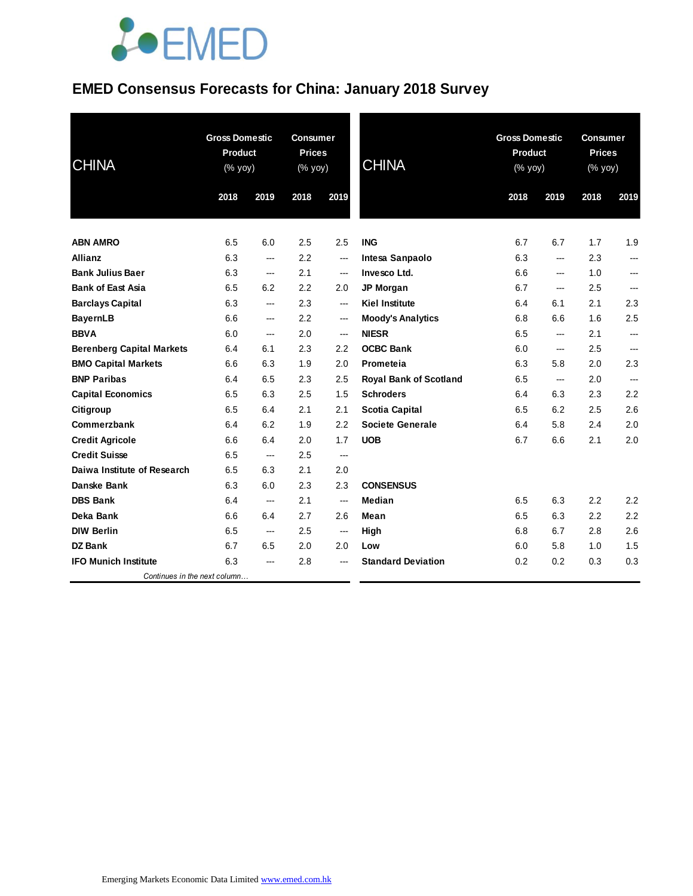# EMED Consensus Forecasts for China: January 2018 Survey

| CHINA | Gross Domestic Product (% yoy) | | Consumer Prices (% yoy) | |
|---|---|---|---|---|
| | 2018 | 2019 | 2018 | 2019 |
| **ABN AMRO** | 6.5 | 6.0 | 2.5 | 2.5 |
| **Allianz** | 6.3 | --- | 2.2 | --- |
| **Bank Julius Baer** | 6.3 | --- | 2.1 | --- |
| **Bank of East Asia** | 6.5 | 6.2 | 2.2 | 2.0 |
| **Barclays Capital** | 6.3 | --- | 2.3 | --- |
| **BayernLB** | 6.6 | --- | 2.2 | --- |
| **BBVA** | 6.0 | --- | 2.0 | --- |
| **Berenberg Capital Markets** | 6.4 | 6.1 | 2.3 | 2.2 |
| **BMO Capital Markets** | 6.6 | 6.3 | 1.9 | 2.0 |
| **BNP Paribas** | 6.4 | 6.5 | 2.3 | 2.5 |
| **Capital Economics** | 6.5 | 6.3 | 2.5 | 1.5 |
| **Citigroup** | 6.5 | 6.4 | 2.1 | 2.1 |
| **Commerzbank** | 6.4 | 6.2 | 1.9 | 2.2 |
| **Credit Agricole** | 6.6 | 6.4 | 2.0 | 1.7 |
| **Credit Suisse** | 6.5 | --- | 2.5 | --- |
| **Daiwa Institute of Research** | 6.5 | 6.3 | 2.1 | 2.0 |
| **Danske Bank** | 6.3 | 6.0 | 2.3 | 2.3 |
| **DBS Bank** | 6.4 | --- | 2.1 | --- |
| **Deka Bank** | 6.6 | 6.4 | 2.7 | 2.6 |
| **DIW Berlin** | 6.5 | --- | 2.5 | --- |
| **DZ Bank** | 6.7 | 6.5 | 2.0 | 2.0 |
| **IFO Munich Institute** | 6.3 | --- | 2.8 | --- |
| **ING** | 6.7 | 6.7 | 1.7 | 1.9 |
| **Intesa Sanpaolo** | 6.3 | --- | 2.3 | --- |
| **Invesco Ltd.** | 6.6 | --- | 1.0 | --- |
| **JP Morgan** | 6.7 | --- | 2.5 | --- |
| **Kiel Institute** | 6.4 | 6.1 | 2.1 | 2.3 |
| **Moody's Analytics** | 6.8 | 6.6 | 1.6 | 2.5 |
| **NIESR** | 6.5 | --- | 2.1 | --- |
| **OCBC Bank** | 6.0 | --- | 2.5 | --- |
| **Prometeia** | 6.3 | 5.8 | 2.0 | 2.3 |
| **Royal Bank of Scotland** | 6.5 | --- | 2.0 | --- |
| **Schroders** | 6.4 | 6.3 | 2.3 | 2.2 |
| **Scotia Capital** | 6.5 | 6.2 | 2.5 | 2.6 |
| **Societe Generale** | 6.4 | 5.8 | 2.4 | 2.0 |
| **UOB** | 6.7 | 6.6 | 2.1 | 2.0 |
| **CONSENSUS** | | | | |
| **Median** | 6.5 | 6.3 | 2.2 | 2.2 |
| **Mean** | 6.5 | 6.3 | 2.2 | 2.2 |
| **High** | 6.8 | 6.7 | 2.8 | 2.6 |
| **Low** | 6.0 | 5.8 | 1.0 | 1.5 |
| **Standard Deviation** | 0.2 | 0.2 | 0.3 | 0.3 |

Emerging Markets Economic Data Limited www.emed.com.hk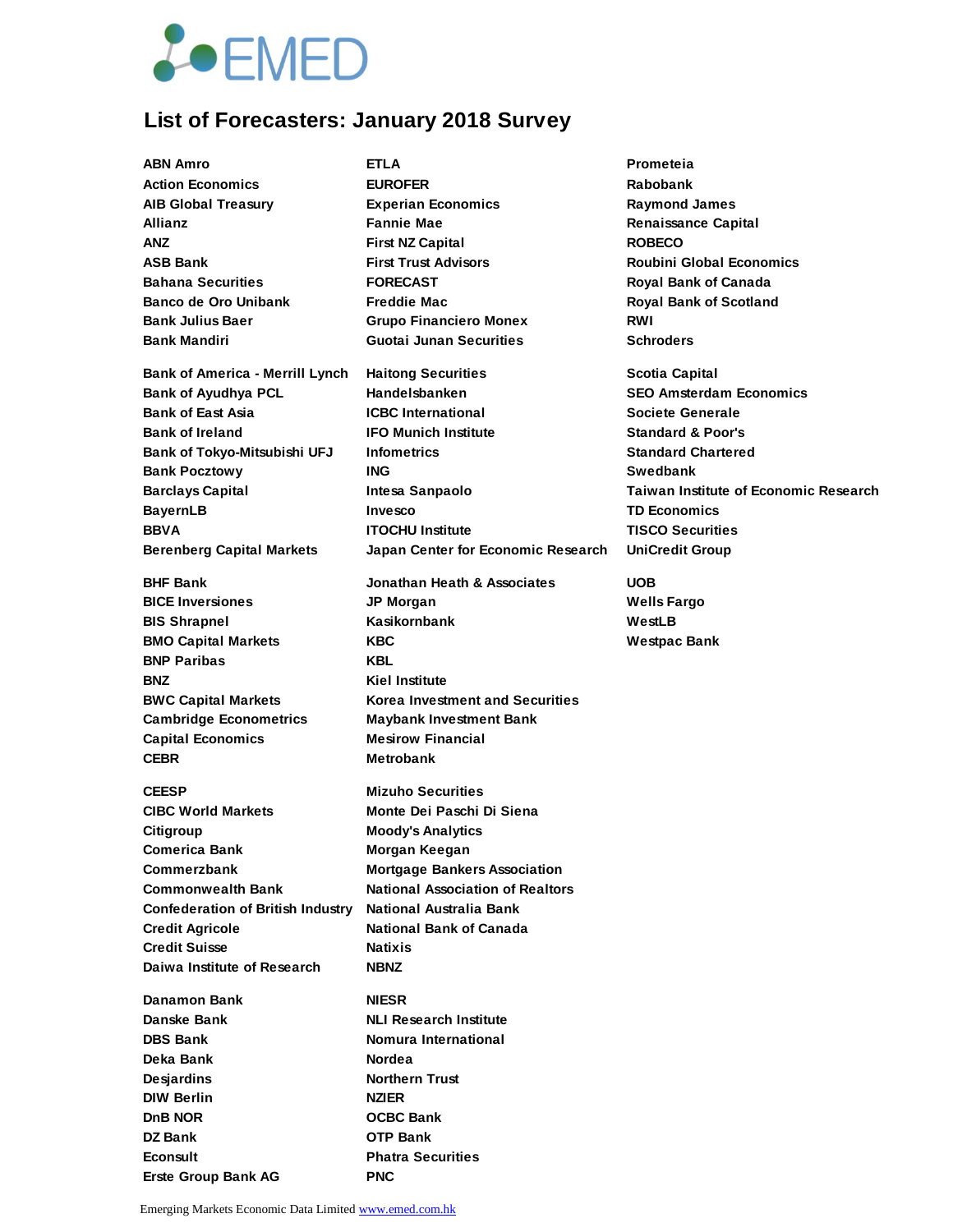EMED

# List of Forecasters: January 2018 Survey

ABN Amro
Action Economics
AIB Global Treasury
Allianz
ANZ
ASB Bank
Bahana Securities
Banco de Oro Unibank
Bank Julius Baer
Bank Mandiri

Bank of America - Merrill Lynch
Bank of Ayudhya PCL
Bank of East Asia
Bank of Ireland
Bank of Tokyo-Mitsubishi UFJ
Bank Pocztowy
Barclays Capital
BayernLB
BBVA
Berenberg Capital Markets

BHF Bank
BICE Inversiones
BIS Shrapnel
BMO Capital Markets
BNP Paribas
BNZ
BWC Capital Markets
Cambridge Econometrics
Capital Economics
CEBR

CEESP
CIBC World Markets
Citigroup
Comerica Bank
Commerzbank
Commonwealth Bank
Confederation of British Industry
Credit Agricole
Credit Suisse
Daiwa Institute of Research

Danamon Bank
Danske Bank
DBS Bank
Deka Bank
Desjardins
DIW Berlin
DnB NOR
DZ Bank
Econsult
Erste Group Bank AG

ETLA
EUROFER
Experian Economics
Fannie Mae
First NZ Capital
First Trust Advisors
FORECAST
Freddie Mac
Grupo Financiero Monex
Guotai Junan Securities

Haitong Securities
Handelsbanken
ICBC International
IFO Munich Institute
Infometrics
ING
Intesa Sanpaolo
Invesco
ITOCHU Institute
Japan Center for Economic Research

Jonathan Heath & Associates
JP Morgan
Kasikornbank
KBC
KBL
Kiel Institute
Korea Investment and Securities
Maybank Investment Bank
Mesirow Financial
Metrobank

Mizuho Securities
Monte Dei Paschi Di Siena
Moody's Analytics
Morgan Keegan
Mortgage Bankers Association
National Association of Realtors
National Australia Bank
National Bank of Canada
Natixis
NBNZ

NIESR
NLI Research Institute
Nomura International
Nordea
Northern Trust
NZIER
OCBC Bank
OTP Bank
Phatra Securities
PNC

Prometeia
Rabobank
Raymond James
Renaissance Capital
ROBECO
Roubini Global Economics
Royal Bank of Canada
Royal Bank of Scotland
RWI
Schroders

Scotia Capital
SEO Amsterdam Economics
Societe Generale
Standard & Poor's
Standard Chartered
Swedbank
Taiwan Institute of Economic Research
TD Economics
TISCO Securities
UniCredit Group

UOB
Wells Fargo
WestLB
Westpac Bank

Emerging Markets Economic Data Limited www.emed.com.hk